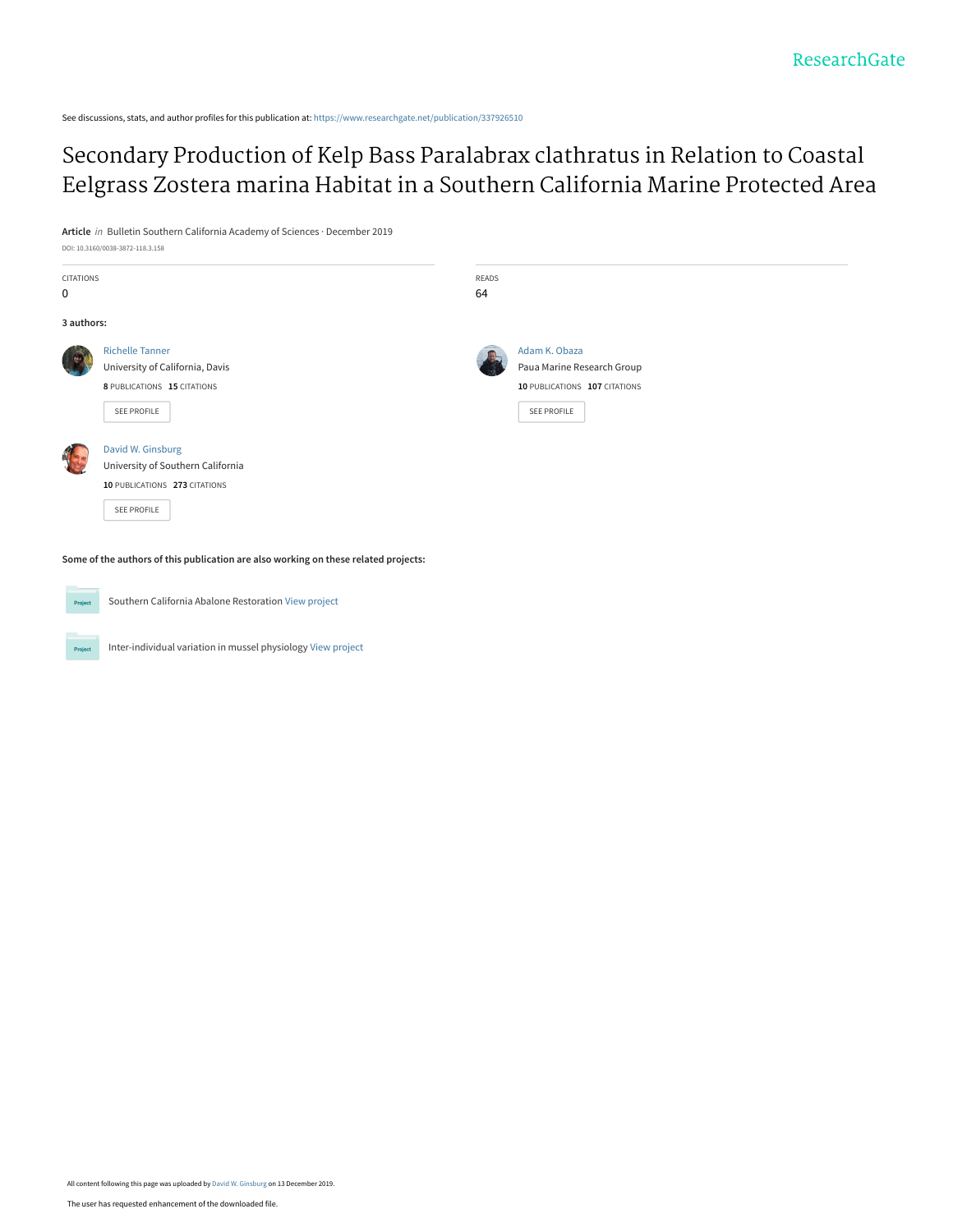ResearchGate

See discussions, stats, and author profiles for this publication at: https://www.researchgate.net/publication/337926510

# Secondary Production of Kelp Bass Paralabrax clathratus in Relation to Coastal Eelgrass Zostera marina Habitat in a Southern California Marine Protected Area

**Article** *in* Bulletin Southern California Academy of Sciences · December 2019

DOI: 10.3160/0038-3872-118.3.158

CITATIONS
0

READS
64

**3 authors:**

Richelle Tanner
University of California, Davis
**8** PUBLICATIONS **15** CITATIONS
SEE PROFILE

Adam K. Obaza
Paua Marine Research Group
**10** PUBLICATIONS **107** CITATIONS
SEE PROFILE

David W. Ginsburg
University of Southern California
**10** PUBLICATIONS **273** CITATIONS
SEE PROFILE

**Some of the authors of this publication are also working on these related projects:**

Southern California Abalone Restoration View project

Inter-individual variation in mussel physiology View project

All content following this page was uploaded by David W. Ginsburg on 13 December 2019.

The user has requested enhancement of the downloaded file.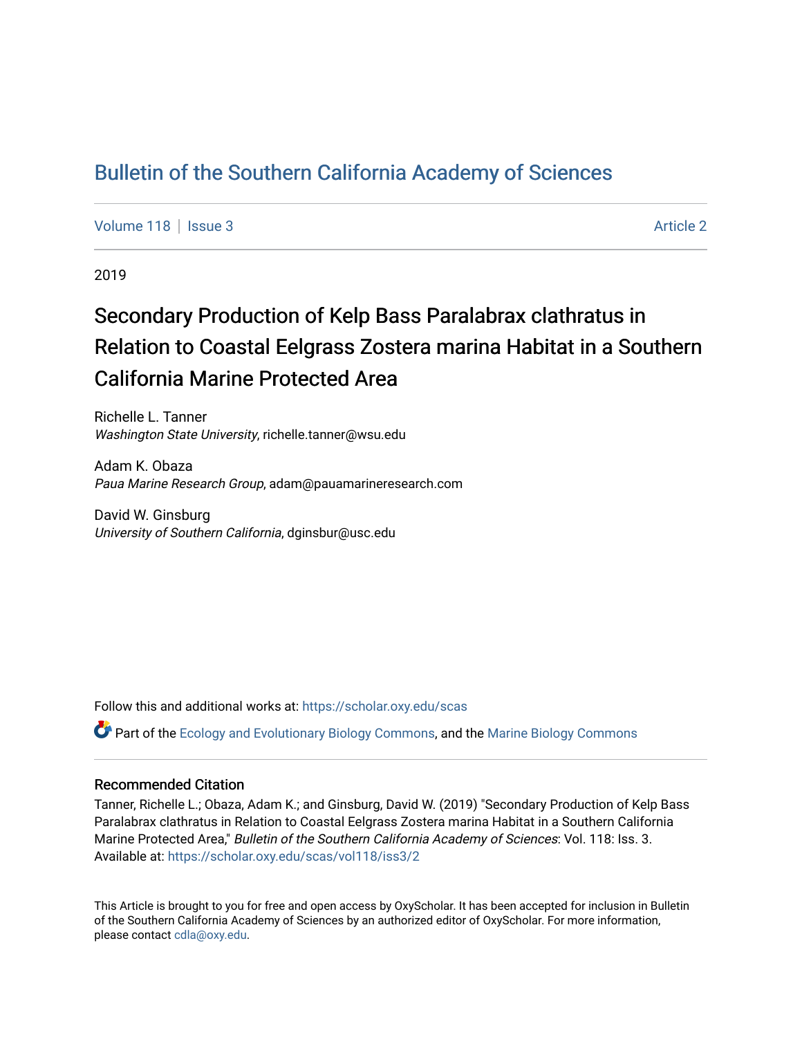# Bulletin of the Southern California Academy of Sciences

Volume 118 | Issue 3 | Article 2

2019

# Secondary Production of Kelp Bass Paralabrax clathratus in Relation to Coastal Eelgrass Zostera marina Habitat in a Southern California Marine Protected Area

Richelle L. Tanner
*Washington State University*, richelle.tanner@wsu.edu

Adam K. Obaza
*Paua Marine Research Group*, adam@pauamarineresearch.com

David W. Ginsburg
*University of Southern California*, dginsbur@usc.edu

Follow this and additional works at: https://scholar.oxy.edu/scas

Part of the Ecology and Evolutionary Biology Commons, and the Marine Biology Commons

## Recommended Citation

Tanner, Richelle L.; Obaza, Adam K.; and Ginsburg, David W. (2019) "Secondary Production of Kelp Bass Paralabrax clathratus in Relation to Coastal Eelgrass Zostera marina Habitat in a Southern California Marine Protected Area," *Bulletin of the Southern California Academy of Sciences*: Vol. 118: Iss. 3.
Available at: https://scholar.oxy.edu/scas/vol118/iss3/2

This Article is brought to you for free and open access by OxyScholar. It has been accepted for inclusion in Bulletin of the Southern California Academy of Sciences by an authorized editor of OxyScholar. For more information, please contact cdla@oxy.edu.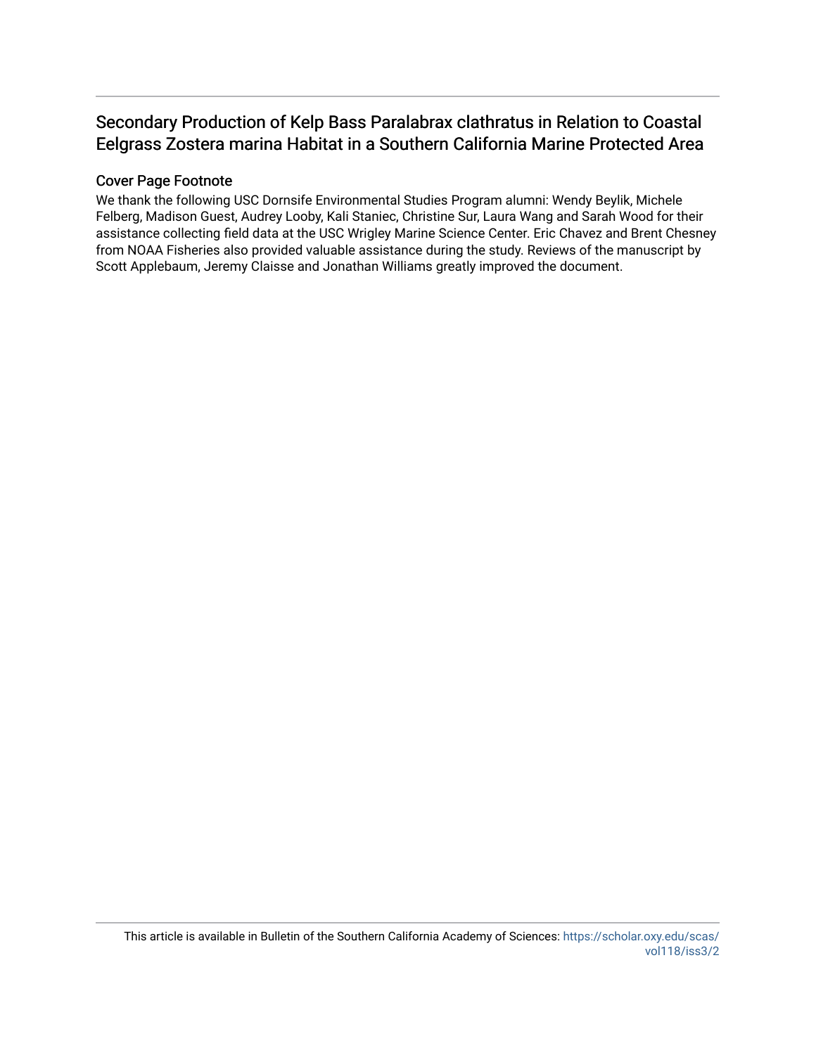# Secondary Production of Kelp Bass Paralabrax clathratus in Relation to Coastal Eelgrass Zostera marina Habitat in a Southern California Marine Protected Area

## Cover Page Footnote

We thank the following USC Dornsife Environmental Studies Program alumni: Wendy Beylik, Michele Felberg, Madison Guest, Audrey Looby, Kali Staniec, Christine Sur, Laura Wang and Sarah Wood for their assistance collecting field data at the USC Wrigley Marine Science Center. Eric Chavez and Brent Chesney from NOAA Fisheries also provided valuable assistance during the study. Reviews of the manuscript by Scott Applebaum, Jeremy Claisse and Jonathan Williams greatly improved the document.

This article is available in Bulletin of the Southern California Academy of Sciences: https://scholar.oxy.edu/scas/vol118/iss3/2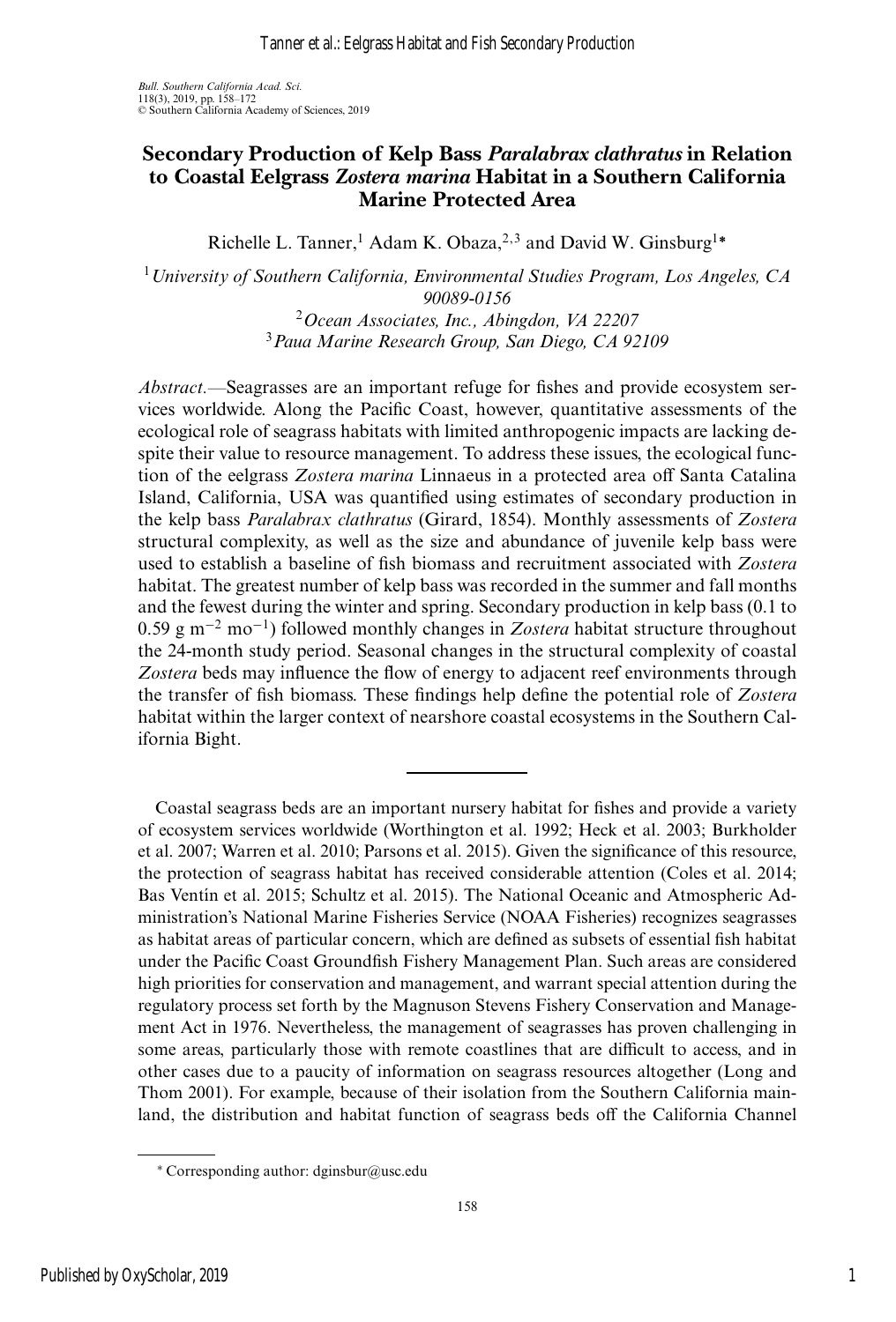# Secondary Production of Kelp Bass *Paralabrax clathratus* in Relation to Coastal Eelgrass *Zostera marina* Habitat in a Southern California Marine Protected Area

Richelle L. Tanner,[1] Adam K. Obaza,[2,3] and David W. Ginsburg[1]*

[1] *University of Southern California, Environmental Studies Program, Los Angeles, CA 90089-0156*
[2] *Ocean Associates, Inc., Abingdon, VA 22207*
[3] *Paua Marine Research Group, San Diego, CA 92109*

*Abstract.*—Seagrasses are an important refuge for fishes and provide ecosystem services worldwide. Along the Pacific Coast, however, quantitative assessments of the ecological role of seagrass habitats with limited anthropogenic impacts are lacking despite their value to resource management. To address these issues, the ecological function of the eelgrass *Zostera marina* Linnaeus in a protected area off Santa Catalina Island, California, USA was quantified using estimates of secondary production in the kelp bass *Paralabrax clathratus* (Girard, 1854). Monthly assessments of *Zostera* structural complexity, as well as the size and abundance of juvenile kelp bass were used to establish a baseline of fish biomass and recruitment associated with *Zostera* habitat. The greatest number of kelp bass was recorded in the summer and fall months and the fewest during the winter and spring. Secondary production in kelp bass (0.1 to 0.59 g $m^{-2}$ $mo^{-1}$) followed monthly changes in *Zostera* habitat structure throughout the 24-month study period. Seasonal changes in the structural complexity of coastal *Zostera* beds may influence the flow of energy to adjacent reef environments through the transfer of fish biomass. These findings help define the potential role of *Zostera* habitat within the larger context of nearshore coastal ecosystems in the Southern California Bight.

---

Coastal seagrass beds are an important nursery habitat for fishes and provide a variety of ecosystem services worldwide (Worthington et al. 1992; Heck et al. 2003; Burkholder et al. 2007; Warren et al. 2010; Parsons et al. 2015). Given the significance of this resource, the protection of seagrass habitat has received considerable attention (Coles et al. 2014; Bas Ventín et al. 2015; Schultz et al. 2015). The National Oceanic and Atmospheric Administration's National Marine Fisheries Service (NOAA Fisheries) recognizes seagrasses as habitat areas of particular concern, which are defined as subsets of essential fish habitat under the Pacific Coast Groundfish Fishery Management Plan. Such areas are considered high priorities for conservation and management, and warrant special attention during the regulatory process set forth by the Magnuson Stevens Fishery Conservation and Management Act in 1976. Nevertheless, the management of seagrasses has proven challenging in some areas, particularly those with remote coastlines that are difficult to access, and in other cases due to a paucity of information on seagrass resources altogether (Long and Thom 2001). For example, because of their isolation from the Southern California mainland, the distribution and habitat function of seagrass beds off the California Channel

* Corresponding author: dginsbur@usc.edu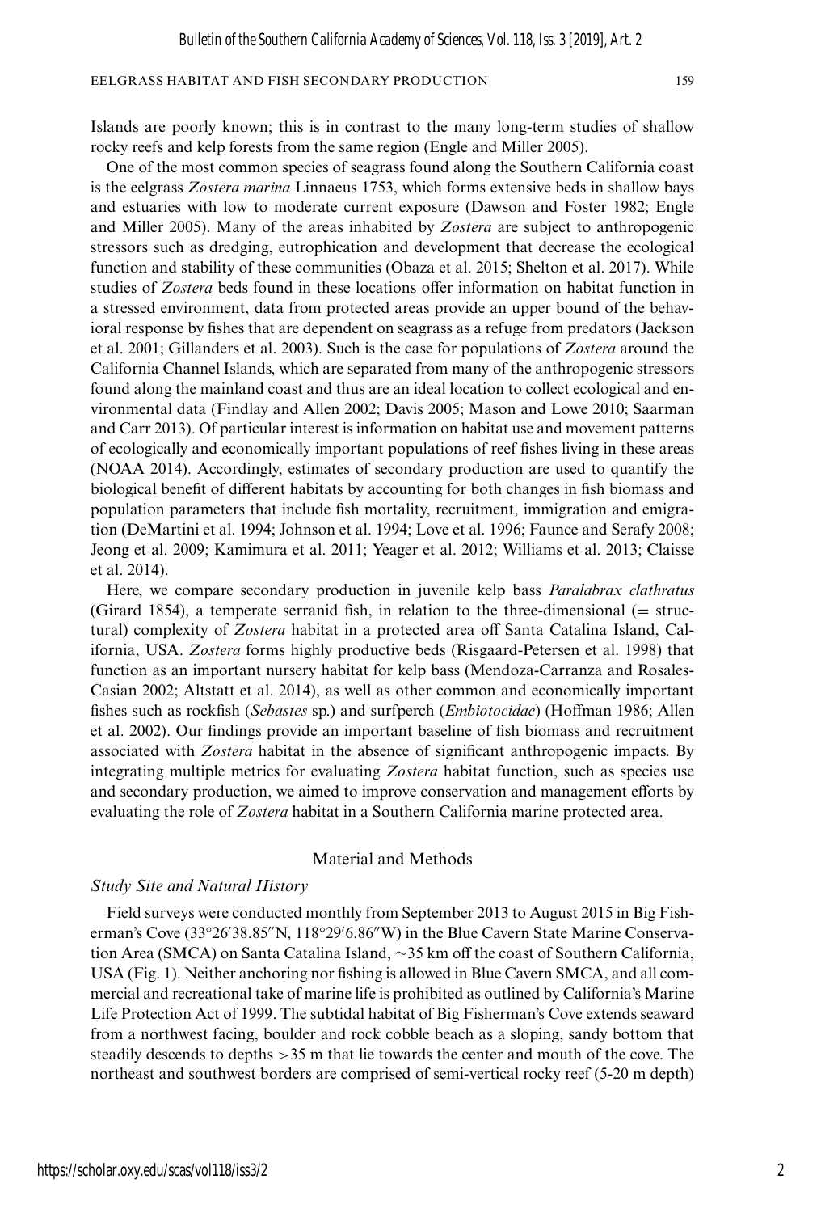Islands are poorly known; this is in contrast to the many long-term studies of shallow rocky reefs and kelp forests from the same region (Engle and Miller 2005).

One of the most common species of seagrass found along the Southern California coast is the eelgrass *Zostera marina* Linnaeus 1753, which forms extensive beds in shallow bays and estuaries with low to moderate current exposure (Dawson and Foster 1982; Engle and Miller 2005). Many of the areas inhabited by *Zostera* are subject to anthropogenic stressors such as dredging, eutrophication and development that decrease the ecological function and stability of these communities (Obaza et al. 2015; Shelton et al. 2017). While studies of *Zostera* beds found in these locations offer information on habitat function in a stressed environment, data from protected areas provide an upper bound of the behavioral response by fishes that are dependent on seagrass as a refuge from predators (Jackson et al. 2001; Gillanders et al. 2003). Such is the case for populations of *Zostera* around the California Channel Islands, which are separated from many of the anthropogenic stressors found along the mainland coast and thus are an ideal location to collect ecological and environmental data (Findlay and Allen 2002; Davis 2005; Mason and Lowe 2010; Saarman and Carr 2013). Of particular interest is information on habitat use and movement patterns of ecologically and economically important populations of reef fishes living in these areas (NOAA 2014). Accordingly, estimates of secondary production are used to quantify the biological benefit of different habitats by accounting for both changes in fish biomass and population parameters that include fish mortality, recruitment, immigration and emigration (DeMartini et al. 1994; Johnson et al. 1994; Love et al. 1996; Faunce and Serafy 2008; Jeong et al. 2009; Kamimura et al. 2011; Yeager et al. 2012; Williams et al. 2013; Claisse et al. 2014).

Here, we compare secondary production in juvenile kelp bass *Paralabrax clathratus* (Girard 1854), a temperate serranid fish, in relation to the three-dimensional (= structural) complexity of *Zostera* habitat in a protected area off Santa Catalina Island, California, USA. *Zostera* forms highly productive beds (Risgaard-Petersen et al. 1998) that function as an important nursery habitat for kelp bass (Mendoza-Carranza and Rosales-Casian 2002; Altstatt et al. 2014), as well as other common and economically important fishes such as rockfish (*Sebastes* sp.) and surfperch (*Embiotocidae*) (Hoffman 1986; Allen et al. 2002). Our findings provide an important baseline of fish biomass and recruitment associated with *Zostera* habitat in the absence of significant anthropogenic impacts. By integrating multiple metrics for evaluating *Zostera* habitat function, such as species use and secondary production, we aimed to improve conservation and management efforts by evaluating the role of *Zostera* habitat in a Southern California marine protected area.

## Material and Methods

### *Study Site and Natural History*

Field surveys were conducted monthly from September 2013 to August 2015 in Big Fisherman's Cove (33°26′38.85″N, 118°29′6.86″W) in the Blue Cavern State Marine Conservation Area (SMCA) on Santa Catalina Island, ~35 km off the coast of Southern California, USA (Fig. 1). Neither anchoring nor fishing is allowed in Blue Cavern SMCA, and all commercial and recreational take of marine life is prohibited as outlined by California's Marine Life Protection Act of 1999. The subtidal habitat of Big Fisherman's Cove extends seaward from a northwest facing, boulder and rock cobble beach as a sloping, sandy bottom that steadily descends to depths >35 m that lie towards the center and mouth of the cove. The northeast and southwest borders are comprised of semi-vertical rocky reef (5-20 m depth)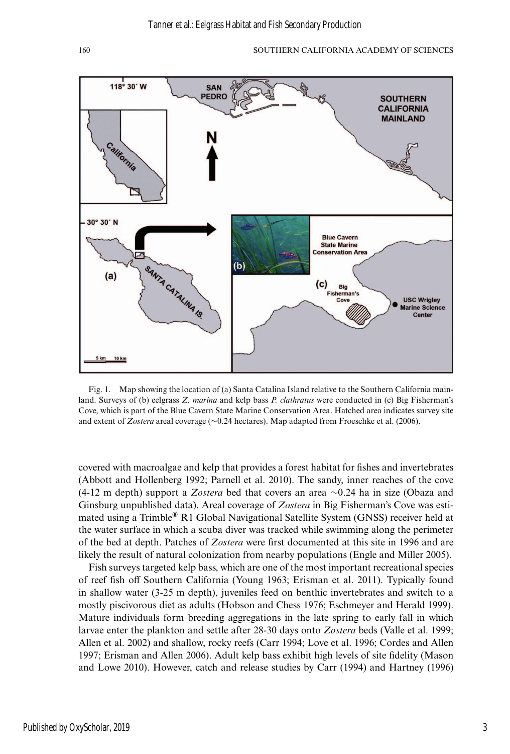Fig. 1. Map showing the location of (a) Santa Catalina Island relative to the Southern California mainland. Surveys of (b) eelgrass *Z. marina* and kelp bass *P. clathratus* were conducted in (c) Big Fisherman's Cove, which is part of the Blue Cavern State Marine Conservation Area. Hatched area indicates survey site and extent of *Zostera* areal coverage (~0.24 hectares). Map adapted from Froeschke et al. (2006).

covered with macroalgae and kelp that provides a forest habitat for fishes and invertebrates (Abbott and Hollenberg 1992; Parnell et al. 2010). The sandy, inner reaches of the cove (4-12 m depth) support a *Zostera* bed that covers an area ~0.24 ha in size (Obaza and Ginsburg unpublished data). Areal coverage of *Zostera* in Big Fisherman's Cove was estimated using a Trimble® R1 Global Navigational Satellite System (GNSS) receiver held at the water surface in which a scuba diver was tracked while swimming along the perimeter of the bed at depth. Patches of *Zostera* were first documented at this site in 1996 and are likely the result of natural colonization from nearby populations (Engle and Miller 2005).

Fish surveys targeted kelp bass, which are one of the most important recreational species of reef fish off Southern California (Young 1963; Erisman et al. 2011). Typically found in shallow water (3-25 m depth), juveniles feed on benthic invertebrates and switch to a mostly piscivorous diet as adults (Hobson and Chess 1976; Eschmeyer and Herald 1999). Mature individuals form breeding aggregations in the late spring to early fall in which larvae enter the plankton and settle after 28-30 days onto *Zostera* beds (Valle et al. 1999; Allen et al. 2002) and shallow, rocky reefs (Carr 1994; Love et al. 1996; Cordes and Allen 1997; Erisman and Allen 2006). Adult kelp bass exhibit high levels of site fidelity (Mason and Lowe 2010). However, catch and release studies by Carr (1994) and Hartney (1996)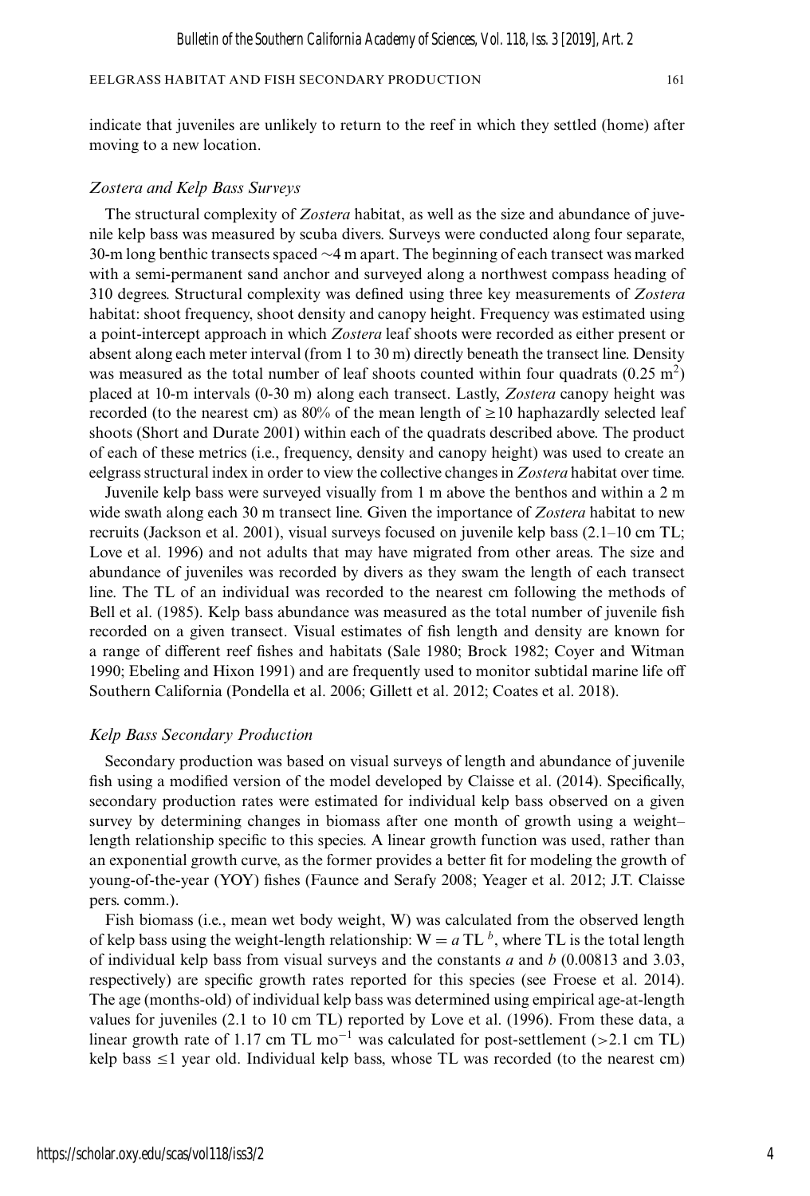indicate that juveniles are unlikely to return to the reef in which they settled (home) after moving to a new location.

### *Zostera and Kelp Bass Surveys*

The structural complexity of *Zostera* habitat, as well as the size and abundance of juvenile kelp bass was measured by scuba divers. Surveys were conducted along four separate, 30-m long benthic transects spaced ~4 m apart. The beginning of each transect was marked with a semi-permanent sand anchor and surveyed along a northwest compass heading of 310 degrees. Structural complexity was defined using three key measurements of *Zostera* habitat: shoot frequency, shoot density and canopy height. Frequency was estimated using a point-intercept approach in which *Zostera* leaf shoots were recorded as either present or absent along each meter interval (from 1 to 30 m) directly beneath the transect line. Density was measured as the total number of leaf shoots counted within four quadrats (0.25 $m^2$) placed at 10-m intervals (0-30 m) along each transect. Lastly, *Zostera* canopy height was recorded (to the nearest cm) as 80% of the mean length of ≥10 haphazardly selected leaf shoots (Short and Durate 2001) within each of the quadrats described above. The product of each of these metrics (i.e., frequency, density and canopy height) was used to create an eelgrass structural index in order to view the collective changes in *Zostera* habitat over time.

Juvenile kelp bass were surveyed visually from 1 m above the benthos and within a 2 m wide swath along each 30 m transect line. Given the importance of *Zostera* habitat to new recruits (Jackson et al. 2001), visual surveys focused on juvenile kelp bass (2.1–10 cm TL; Love et al. 1996) and not adults that may have migrated from other areas. The size and abundance of juveniles was recorded by divers as they swam the length of each transect line. The TL of an individual was recorded to the nearest cm following the methods of Bell et al. (1985). Kelp bass abundance was measured as the total number of juvenile fish recorded on a given transect. Visual estimates of fish length and density are known for a range of different reef fishes and habitats (Sale 1980; Brock 1982; Coyer and Witman 1990; Ebeling and Hixon 1991) and are frequently used to monitor subtidal marine life off Southern California (Pondella et al. 2006; Gillett et al. 2012; Coates et al. 2018).

### *Kelp Bass Secondary Production*

Secondary production was based on visual surveys of length and abundance of juvenile fish using a modified version of the model developed by Claisse et al. (2014). Specifically, secondary production rates were estimated for individual kelp bass observed on a given survey by determining changes in biomass after one month of growth using a weight–length relationship specific to this species. A linear growth function was used, rather than an exponential growth curve, as the former provides a better fit for modeling the growth of young-of-the-year (YOY) fishes (Faunce and Serafy 2008; Yeager et al. 2012; J.T. Claisse pers. comm.).

Fish biomass (i.e., mean wet body weight, W) was calculated from the observed length of kelp bass using the weight-length relationship: $W = a\,TL^{\,b}$, where TL is the total length of individual kelp bass from visual surveys and the constants *a* and *b* (0.00813 and 3.03, respectively) are specific growth rates reported for this species (see Froese et al. 2014). The age (months-old) of individual kelp bass was determined using empirical age-at-length values for juveniles (2.1 to 10 cm TL) reported by Love et al. (1996). From these data, a linear growth rate of 1.17 cm TL $mo^{-1}$ was calculated for post-settlement (>2.1 cm TL) kelp bass ≤1 year old. Individual kelp bass, whose TL was recorded (to the nearest cm)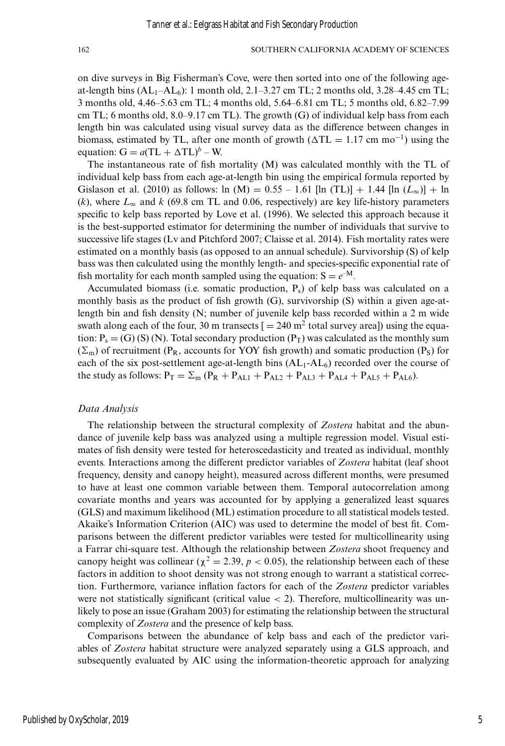on dive surveys in Big Fisherman's Cove, were then sorted into one of the following age-at-length bins ($AL_1$–$AL_6$): 1 month old, 2.1–3.27 cm TL; 2 months old, 3.28–4.45 cm TL; 3 months old, 4.46–5.63 cm TL; 4 months old, 5.64–6.81 cm TL; 5 months old, 6.82–7.99 cm TL; 6 months old, 8.0–9.17 cm TL). The growth (G) of individual kelp bass from each length bin was calculated using visual survey data as the difference between changes in biomass, estimated by TL, after one month of growth ($\Delta TL = 1.17$ cm $mo^{-1}$) using the equation: $G = a(TL + \Delta TL)^b - W$.

The instantaneous rate of fish mortality (M) was calculated monthly with the TL of individual kelp bass from each age-at-length bin using the empirical formula reported by Gislason et al. (2010) as follows: $\ln(M) = 0.55 - 1.61[\ln(TL)] + 1.44[\ln(L_\infty)] + \ln(k)$, where $L_\infty$ and $k$ (69.8 cm TL and 0.06, respectively) are key life-history parameters specific to kelp bass reported by Love et al. (1996). We selected this approach because it is the best-supported estimator for determining the number of individuals that survive to successive life stages (Lv and Pitchford 2007; Claisse et al. 2014). Fish mortality rates were estimated on a monthly basis (as opposed to an annual schedule). Survivorship (S) of kelp bass was then calculated using the monthly length- and species-specific exponential rate of fish mortality for each month sampled using the equation: $S = e^{-M}$.

Accumulated biomass (i.e. somatic production, $P_s$) of kelp bass was calculated on a monthly basis as the product of fish growth (G), survivorship (S) within a given age-at-length bin and fish density (N; number of juvenile kelp bass recorded within a 2 m wide swath along each of the four, 30 m transects [ = 240 $m^2$ total survey area]) using the equation: $P_s = (G)(S)(N)$. Total secondary production ($P_T$) was calculated as the monthly sum ($\Sigma_m$) of recruitment ($P_R$, accounts for YOY fish growth) and somatic production ($P_S$) for each of the six post-settlement age-at-length bins ($AL_1$-$AL_6$) recorded over the course of the study as follows: $P_T = \Sigma_m(P_R + P_{AL1} + P_{AL2} + P_{AL3} + P_{AL4} + P_{AL5} + P_{AL6})$.

### *Data Analysis*

The relationship between the structural complexity of *Zostera* habitat and the abundance of juvenile kelp bass was analyzed using a multiple regression model. Visual estimates of fish density were tested for heteroscedasticity and treated as individual, monthly events. Interactions among the different predictor variables of *Zostera* habitat (leaf shoot frequency, density and canopy height), measured across different months, were presumed to have at least one common variable between them. Temporal autocorrelation among covariate months and years was accounted for by applying a generalized least squares (GLS) and maximum likelihood (ML) estimation procedure to all statistical models tested. Akaike's Information Criterion (AIC) was used to determine the model of best fit. Comparisons between the different predictor variables were tested for multicollinearity using a Farrar chi-square test. Although the relationship between *Zostera* shoot frequency and canopy height was collinear ($\chi^2 = 2.39$, $p < 0.05$), the relationship between each of these factors in addition to shoot density was not strong enough to warrant a statistical correction. Furthermore, variance inflation factors for each of the *Zostera* predictor variables were not statistically significant (critical value $< 2$). Therefore, multicollinearity was unlikely to pose an issue (Graham 2003) for estimating the relationship between the structural complexity of *Zostera* and the presence of kelp bass.

Comparisons between the abundance of kelp bass and each of the predictor variables of *Zostera* habitat structure were analyzed separately using a GLS approach, and subsequently evaluated by AIC using the information-theoretic approach for analyzing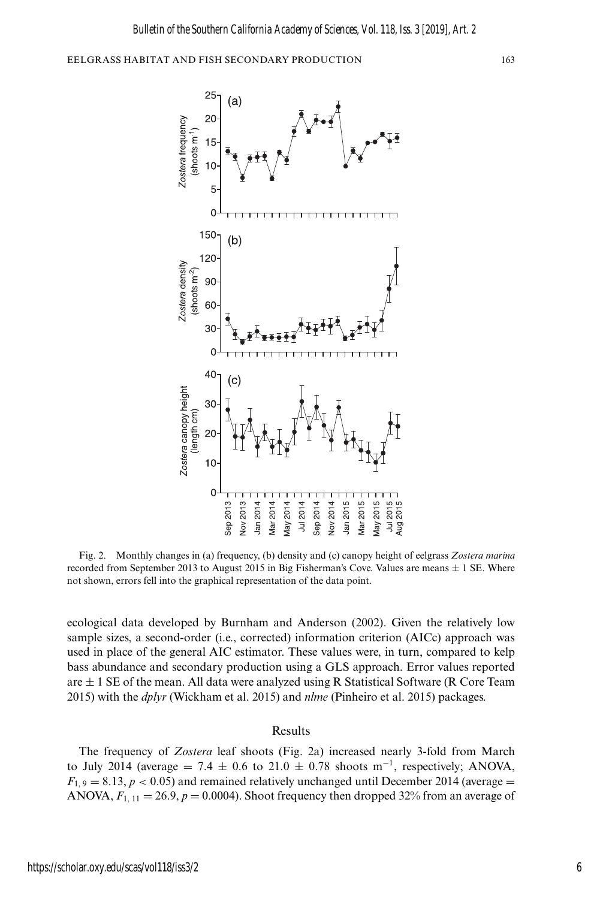Fig. 2. Monthly changes in (a) frequency, (b) density and (c) canopy height of eelgrass *Zostera marina* recorded from September 2013 to August 2015 in Big Fisherman's Cove. Values are means ± 1 SE. Where not shown, errors fell into the graphical representation of the data point.

ecological data developed by Burnham and Anderson (2002). Given the relatively low sample sizes, a second-order (i.e., corrected) information criterion (AICc) approach was used in place of the general AIC estimator. These values were, in turn, compared to kelp bass abundance and secondary production using a GLS approach. Error values reported are ± 1 SE of the mean. All data were analyzed using R Statistical Software (R Core Team 2015) with the *dplyr* (Wickham et al. 2015) and *nlme* (Pinheiro et al. 2015) packages.

## Results

The frequency of *Zostera* leaf shoots (Fig. 2a) increased nearly 3-fold from March to July 2014 (average = 7.4 ± 0.6 to 21.0 ± 0.78 shoots $m^{-1}$, respectively; ANOVA, $F_{1,9} = 8.13$, $p < 0.05$) and remained relatively unchanged until December 2014 (average = ANOVA, $F_{1,11} = 26.9$, $p = 0.0004$). Shoot frequency then dropped 32% from an average of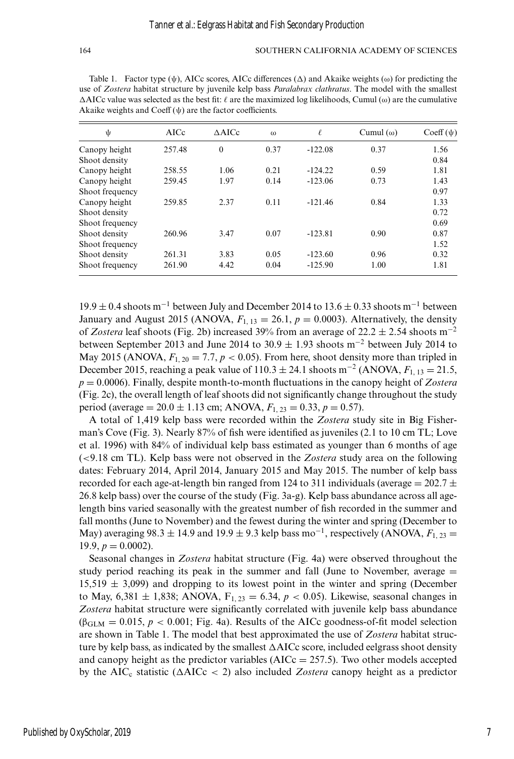Table 1. Factor type (ψ), AICc scores, AICc differences (Δ) and Akaike weights (ω) for predicting the use of *Zostera* habitat structure by juvenile kelp bass *Paralabrax clathratus*. The model with the smallest ΔAICc value was selected as the best fit: ℓ are the maximized log likelihoods, Cumul (ω) are the cumulative Akaike weights and Coeff (ψ) are the factor coefficients.

| ψ | AICc | ΔAICc | ω | ℓ | Cumul (ω) | Coeff (ψ) |
|---|---|---|---|---|---|---|
| Canopy height | 257.48 | 0 | 0.37 | -122.08 | 0.37 | 1.56 |
| Shoot density | | | | | | 0.84 |
| Canopy height | 258.55 | 1.06 | 0.21 | -124.22 | 0.59 | 1.81 |
| Canopy height | 259.45 | 1.97 | 0.14 | -123.06 | 0.73 | 1.43 |
| Shoot frequency | | | | | | 0.97 |
| Canopy height | 259.85 | 2.37 | 0.11 | -121.46 | 0.84 | 1.33 |
| Shoot density | | | | | | 0.72 |
| Shoot frequency | | | | | | 0.69 |
| Shoot density | 260.96 | 3.47 | 0.07 | -123.81 | 0.90 | 0.87 |
| Shoot frequency | | | | | | 1.52 |
| Shoot density | 261.31 | 3.83 | 0.05 | -123.60 | 0.96 | 0.32 |
| Shoot frequency | 261.90 | 4.42 | 0.04 | -125.90 | 1.00 | 1.81 |

$19.9 \pm 0.4$ shoots $m^{-1}$ between July and December 2014 to $13.6 \pm 0.33$ shoots $m^{-1}$ between January and August 2015 (ANOVA, $F_{1,13} = 26.1$, $p = 0.0003$). Alternatively, the density of *Zostera* leaf shoots (Fig. 2b) increased 39% from an average of $22.2 \pm 2.54$ shoots $m^{-2}$ between September 2013 and June 2014 to $30.9 \pm 1.93$ shoots $m^{-2}$ between July 2014 to May 2015 (ANOVA, $F_{1,20} = 7.7$, $p < 0.05$). From here, shoot density more than tripled in December 2015, reaching a peak value of $110.3 \pm 24.1$ shoots $m^{-2}$ (ANOVA, $F_{1,13} = 21.5$, $p = 0.0006$). Finally, despite month-to-month fluctuations in the canopy height of *Zostera* (Fig. 2c), the overall length of leaf shoots did not significantly change throughout the study period (average $= 20.0 \pm 1.13$ cm; ANOVA, $F_{1,23} = 0.33$, $p = 0.57$).

A total of 1,419 kelp bass were recorded within the *Zostera* study site in Big Fisherman's Cove (Fig. 3). Nearly 87% of fish were identified as juveniles (2.1 to 10 cm TL; Love et al. 1996) with 84% of individual kelp bass estimated as younger than 6 months of age (<9.18 cm TL). Kelp bass were not observed in the *Zostera* study area on the following dates: February 2014, April 2014, January 2015 and May 2015. The number of kelp bass recorded for each age-at-length bin ranged from 124 to 311 individuals (average $= 202.7 \pm 26.8$ kelp bass) over the course of the study (Fig. 3a-g). Kelp bass abundance across all age-length bins varied seasonally with the greatest number of fish recorded in the summer and fall months (June to November) and the fewest during the winter and spring (December to May) averaging $98.3 \pm 14.9$ and $19.9 \pm 9.3$ kelp bass $mo^{-1}$, respectively (ANOVA, $F_{1,23} = 19.9$, $p = 0.0002$).

Seasonal changes in *Zostera* habitat structure (Fig. 4a) were observed throughout the study period reaching its peak in the summer and fall (June to November, average $= 15{,}519 \pm 3{,}099$) and dropping to its lowest point in the winter and spring (December to May, $6{,}381 \pm 1{,}838$; ANOVA, $F_{1,23} = 6.34$, $p < 0.05$). Likewise, seasonal changes in *Zostera* habitat structure were significantly correlated with juvenile kelp bass abundance ($\beta_{GLM} = 0.015$, $p < 0.001$; Fig. 4a). Results of the AICc goodness-of-fit model selection are shown in Table 1. The model that best approximated the use of *Zostera* habitat structure by kelp bass, as indicated by the smallest ΔAICc score, included eelgrass shoot density and canopy height as the predictor variables (AICc = 257.5). Two other models accepted by the $AIC_c$ statistic (ΔAICc < 2) also included *Zostera* canopy height as a predictor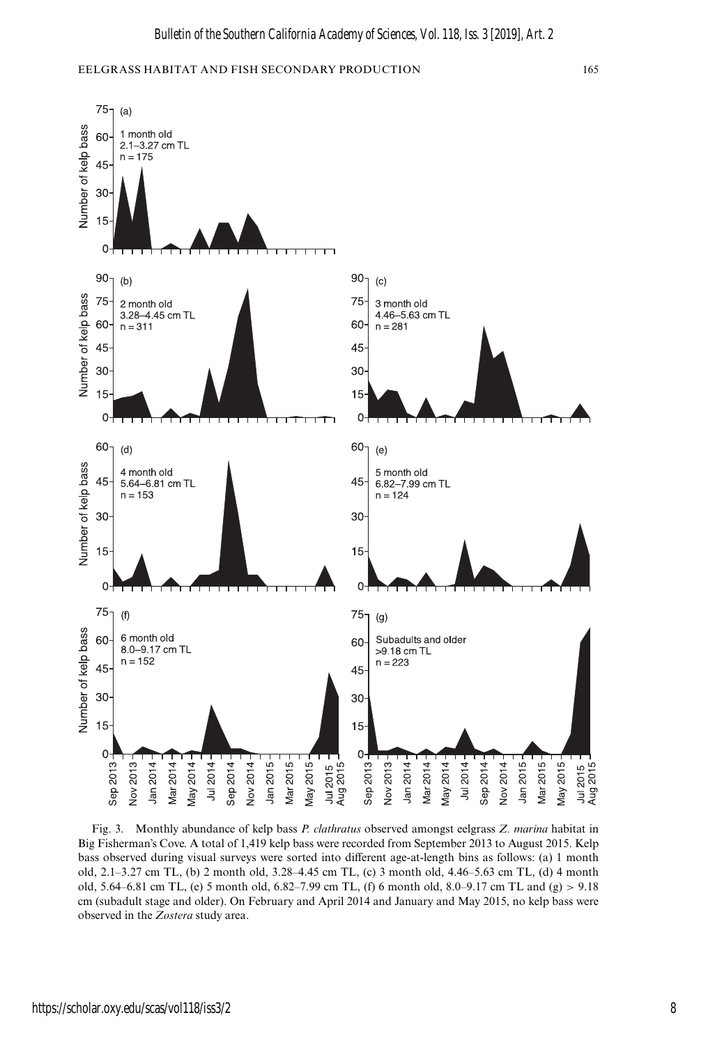Fig. 3. Monthly abundance of kelp bass *P. clathratus* observed amongst eelgrass *Z. marina* habitat in Big Fisherman's Cove. A total of 1,419 kelp bass were recorded from September 2013 to August 2015. Kelp bass observed during visual surveys were sorted into different age-at-length bins as follows: (a) 1 month old, 2.1–3.27 cm TL, (b) 2 month old, 3.28–4.45 cm TL, (c) 3 month old, 4.46–5.63 cm TL, (d) 4 month old, 5.64–6.81 cm TL, (e) 5 month old, 6.82–7.99 cm TL, (f) 6 month old, 8.0–9.17 cm TL and (g) > 9.18 cm (subadult stage and older). On February and April 2014 and January and May 2015, no kelp bass were observed in the *Zostera* study area.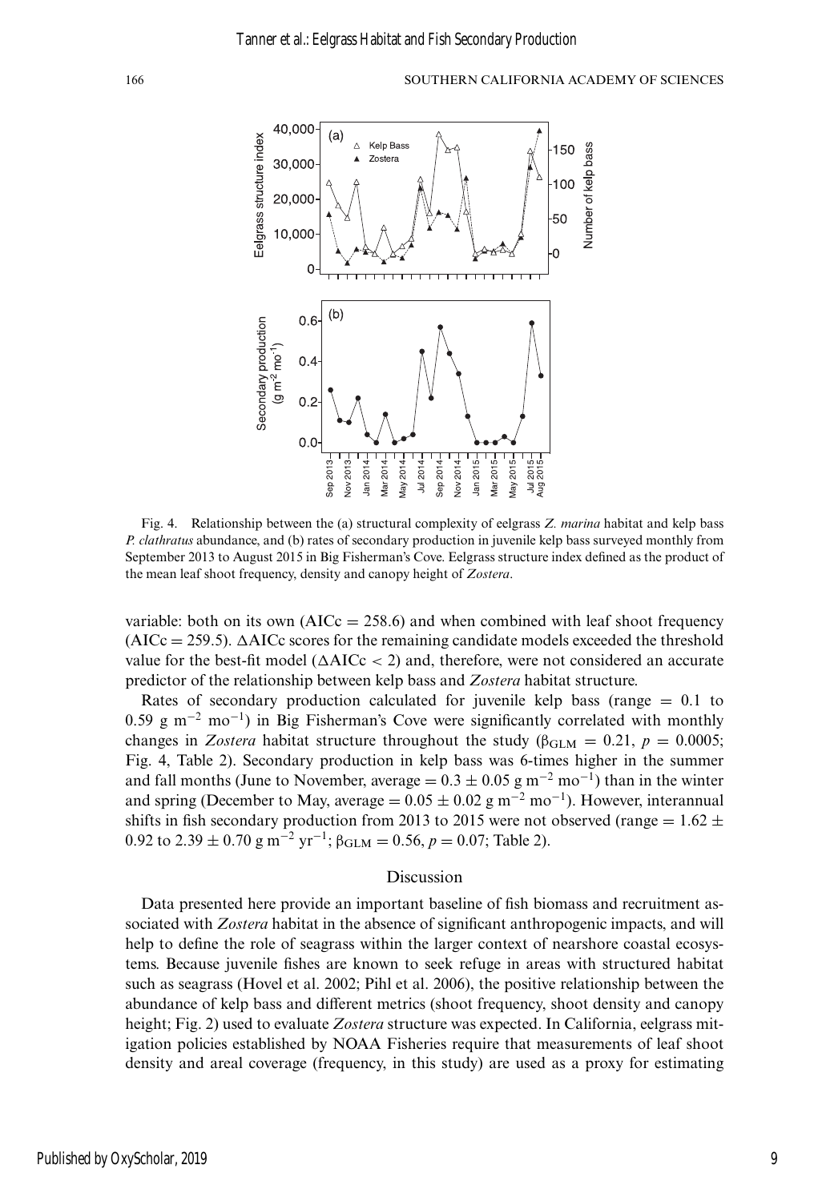Fig. 4. Relationship between the (a) structural complexity of eelgrass *Z. marina* habitat and kelp bass *P. clathratus* abundance, and (b) rates of secondary production in juvenile kelp bass surveyed monthly from September 2013 to August 2015 in Big Fisherman's Cove. Eelgrass structure index defined as the product of the mean leaf shoot frequency, density and canopy height of *Zostera*.

variable: both on its own (AICc = 258.6) and when combined with leaf shoot frequency (AICc = 259.5). ΔAICc scores for the remaining candidate models exceeded the threshold value for the best-fit model (ΔAICc < 2) and, therefore, were not considered an accurate predictor of the relationship between kelp bass and *Zostera* habitat structure.

Rates of secondary production calculated for juvenile kelp bass (range = 0.1 to 0.59 g $m^{-2}$ $mo^{-1}$) in Big Fisherman's Cove were significantly correlated with monthly changes in *Zostera* habitat structure throughout the study ($\beta_{GLM} = 0.21$, $p = 0.0005$; Fig. 4, Table 2). Secondary production in kelp bass was 6-times higher in the summer and fall months (June to November, average = 0.3 ± 0.05 g $m^{-2}$ $mo^{-1}$) than in the winter and spring (December to May, average = 0.05 ± 0.02 g $m^{-2}$ $mo^{-1}$). However, interannual shifts in fish secondary production from 2013 to 2015 were not observed (range = 1.62 ± 0.92 to 2.39 ± 0.70 g $m^{-2}$ $yr^{-1}$; $\beta_{GLM} = 0.56$, $p = 0.07$; Table 2).

## Discussion

Data presented here provide an important baseline of fish biomass and recruitment associated with *Zostera* habitat in the absence of significant anthropogenic impacts, and will help to define the role of seagrass within the larger context of nearshore coastal ecosystems. Because juvenile fishes are known to seek refuge in areas with structured habitat such as seagrass (Hovel et al. 2002; Pihl et al. 2006), the positive relationship between the abundance of kelp bass and different metrics (shoot frequency, shoot density and canopy height; Fig. 2) used to evaluate *Zostera* structure was expected. In California, eelgrass mitigation policies established by NOAA Fisheries require that measurements of leaf shoot density and areal coverage (frequency, in this study) are used as a proxy for estimating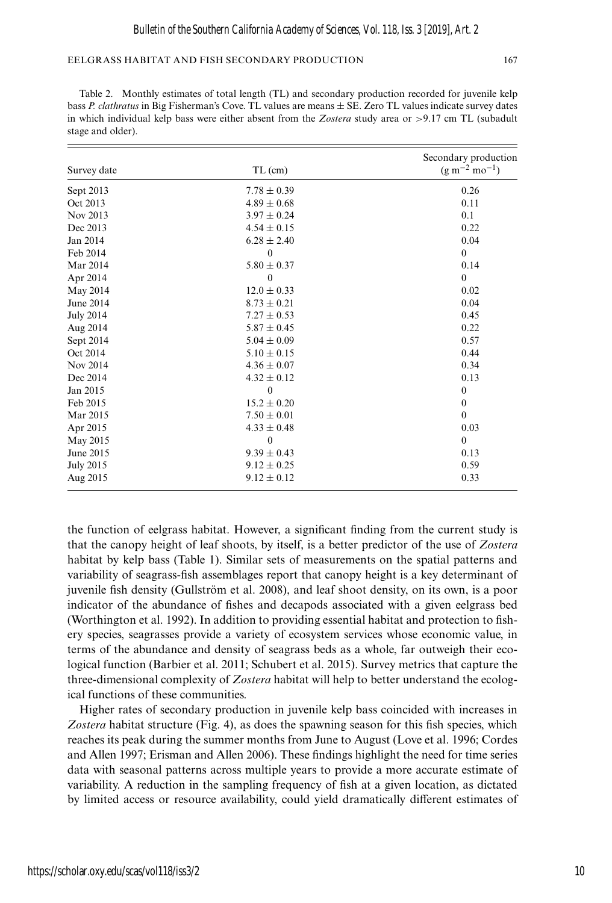Table 2. Monthly estimates of total length (TL) and secondary production recorded for juvenile kelp bass *P. clathratus* in Big Fisherman's Cove. TL values are means ± SE. Zero TL values indicate survey dates in which individual kelp bass were either absent from the *Zostera* study area or >9.17 cm TL (subadult stage and older).

| Survey date | TL (cm) | Secondary production ($g\ m^{-2}\ mo^{-1}$) |
|---|---|---|
| Sept 2013 | 7.78 ± 0.39 | 0.26 |
| Oct 2013 | 4.89 ± 0.68 | 0.11 |
| Nov 2013 | 3.97 ± 0.24 | 0.1 |
| Dec 2013 | 4.54 ± 0.15 | 0.22 |
| Jan 2014 | 6.28 ± 2.40 | 0.04 |
| Feb 2014 | 0 | 0 |
| Mar 2014 | 5.80 ± 0.37 | 0.14 |
| Apr 2014 | 0 | 0 |
| May 2014 | 12.0 ± 0.33 | 0.02 |
| June 2014 | 8.73 ± 0.21 | 0.04 |
| July 2014 | 7.27 ± 0.53 | 0.45 |
| Aug 2014 | 5.87 ± 0.45 | 0.22 |
| Sept 2014 | 5.04 ± 0.09 | 0.57 |
| Oct 2014 | 5.10 ± 0.15 | 0.44 |
| Nov 2014 | 4.36 ± 0.07 | 0.34 |
| Dec 2014 | 4.32 ± 0.12 | 0.13 |
| Jan 2015 | 0 | 0 |
| Feb 2015 | 15.2 ± 0.20 | 0 |
| Mar 2015 | 7.50 ± 0.01 | 0 |
| Apr 2015 | 4.33 ± 0.48 | 0.03 |
| May 2015 | 0 | 0 |
| June 2015 | 9.39 ± 0.43 | 0.13 |
| July 2015 | 9.12 ± 0.25 | 0.59 |
| Aug 2015 | 9.12 ± 0.12 | 0.33 |

the function of eelgrass habitat. However, a significant finding from the current study is that the canopy height of leaf shoots, by itself, is a better predictor of the use of *Zostera* habitat by kelp bass (Table 1). Similar sets of measurements on the spatial patterns and variability of seagrass-fish assemblages report that canopy height is a key determinant of juvenile fish density (Gullström et al. 2008), and leaf shoot density, on its own, is a poor indicator of the abundance of fishes and decapods associated with a given eelgrass bed (Worthington et al. 1992). In addition to providing essential habitat and protection to fishery species, seagrasses provide a variety of ecosystem services whose economic value, in terms of the abundance and density of seagrass beds as a whole, far outweigh their ecological function (Barbier et al. 2011; Schubert et al. 2015). Survey metrics that capture the three-dimensional complexity of *Zostera* habitat will help to better understand the ecological functions of these communities.

Higher rates of secondary production in juvenile kelp bass coincided with increases in *Zostera* habitat structure (Fig. 4), as does the spawning season for this fish species, which reaches its peak during the summer months from June to August (Love et al. 1996; Cordes and Allen 1997; Erisman and Allen 2006). These findings highlight the need for time series data with seasonal patterns across multiple years to provide a more accurate estimate of variability. A reduction in the sampling frequency of fish at a given location, as dictated by limited access or resource availability, could yield dramatically different estimates of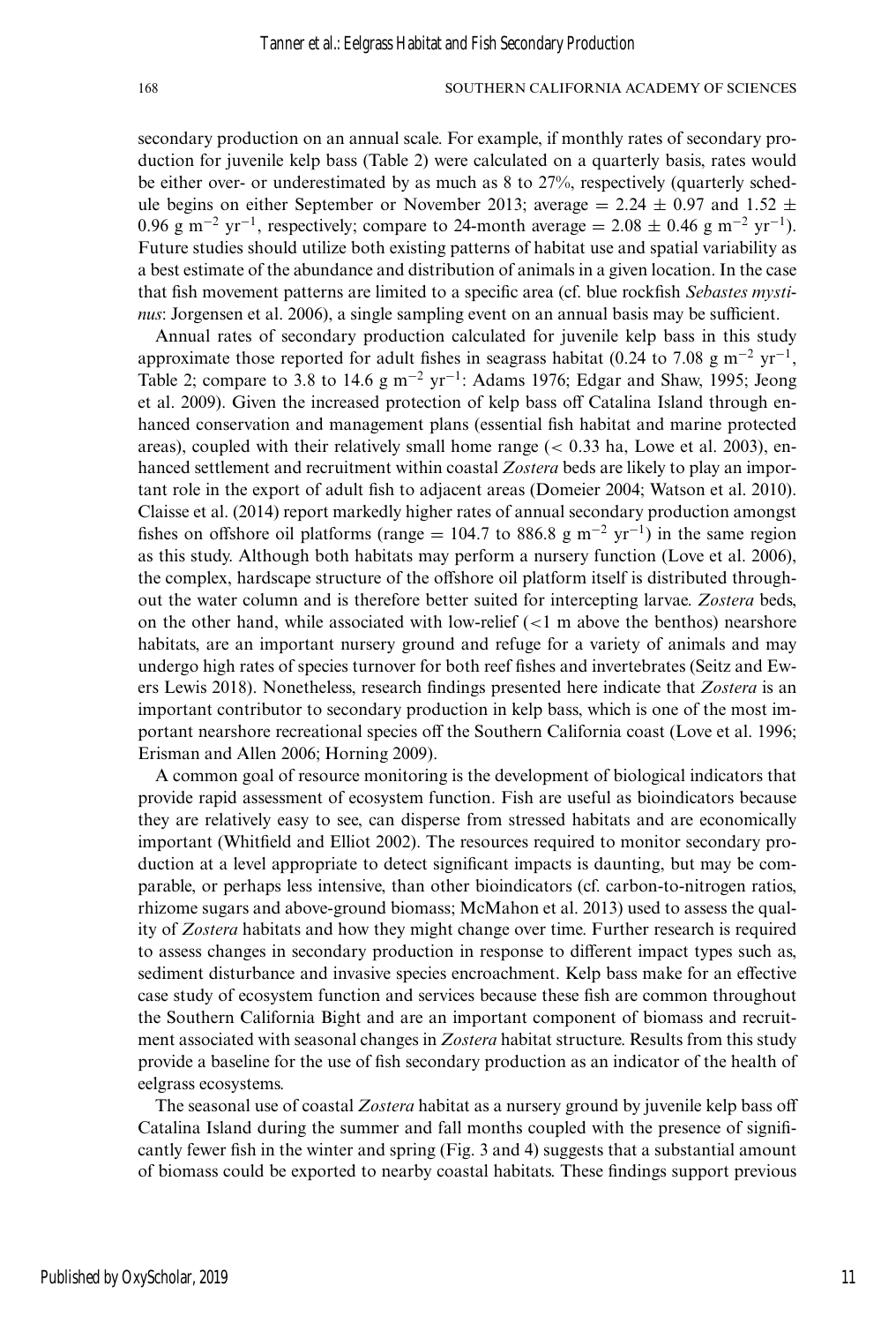secondary production on an annual scale. For example, if monthly rates of secondary production for juvenile kelp bass (Table 2) were calculated on a quarterly basis, rates would be either over- or underestimated by as much as 8 to 27%, respectively (quarterly schedule begins on either September or November 2013; average = $2.24 \pm 0.97$ and $1.52 \pm 0.96$ g m$^{-2}$ yr$^{-1}$, respectively; compare to 24-month average = $2.08 \pm 0.46$ g m$^{-2}$ yr$^{-1}$). Future studies should utilize both existing patterns of habitat use and spatial variability as a best estimate of the abundance and distribution of animals in a given location. In the case that fish movement patterns are limited to a specific area (cf. blue rockfish *Sebastes mystinus*: Jorgensen et al. 2006), a single sampling event on an annual basis may be sufficient.

Annual rates of secondary production calculated for juvenile kelp bass in this study approximate those reported for adult fishes in seagrass habitat (0.24 to 7.08 g m$^{-2}$ yr$^{-1}$, Table 2; compare to 3.8 to 14.6 g m$^{-2}$ yr$^{-1}$: Adams 1976; Edgar and Shaw, 1995; Jeong et al. 2009). Given the increased protection of kelp bass off Catalina Island through enhanced conservation and management plans (essential fish habitat and marine protected areas), coupled with their relatively small home range (< 0.33 ha, Lowe et al. 2003), enhanced settlement and recruitment within coastal *Zostera* beds are likely to play an important role in the export of adult fish to adjacent areas (Domeier 2004; Watson et al. 2010). Claisse et al. (2014) report markedly higher rates of annual secondary production amongst fishes on offshore oil platforms (range = 104.7 to 886.8 g m$^{-2}$ yr$^{-1}$) in the same region as this study. Although both habitats may perform a nursery function (Love et al. 2006), the complex, hardscape structure of the offshore oil platform itself is distributed throughout the water column and is therefore better suited for intercepting larvae. *Zostera* beds, on the other hand, while associated with low-relief (<1 m above the benthos) nearshore habitats, are an important nursery ground and refuge for a variety of animals and may undergo high rates of species turnover for both reef fishes and invertebrates (Seitz and Ewers Lewis 2018). Nonetheless, research findings presented here indicate that *Zostera* is an important contributor to secondary production in kelp bass, which is one of the most important nearshore recreational species off the Southern California coast (Love et al. 1996; Erisman and Allen 2006; Horning 2009).

A common goal of resource monitoring is the development of biological indicators that provide rapid assessment of ecosystem function. Fish are useful as bioindicators because they are relatively easy to see, can disperse from stressed habitats and are economically important (Whitfield and Elliot 2002). The resources required to monitor secondary production at a level appropriate to detect significant impacts is daunting, but may be comparable, or perhaps less intensive, than other bioindicators (cf. carbon-to-nitrogen ratios, rhizome sugars and above-ground biomass; McMahon et al. 2013) used to assess the quality of *Zostera* habitats and how they might change over time. Further research is required to assess changes in secondary production in response to different impact types such as, sediment disturbance and invasive species encroachment. Kelp bass make for an effective case study of ecosystem function and services because these fish are common throughout the Southern California Bight and are an important component of biomass and recruitment associated with seasonal changes in *Zostera* habitat structure. Results from this study provide a baseline for the use of fish secondary production as an indicator of the health of eelgrass ecosystems.

The seasonal use of coastal *Zostera* habitat as a nursery ground by juvenile kelp bass off Catalina Island during the summer and fall months coupled with the presence of significantly fewer fish in the winter and spring (Fig. 3 and 4) suggests that a substantial amount of biomass could be exported to nearby coastal habitats. These findings support previous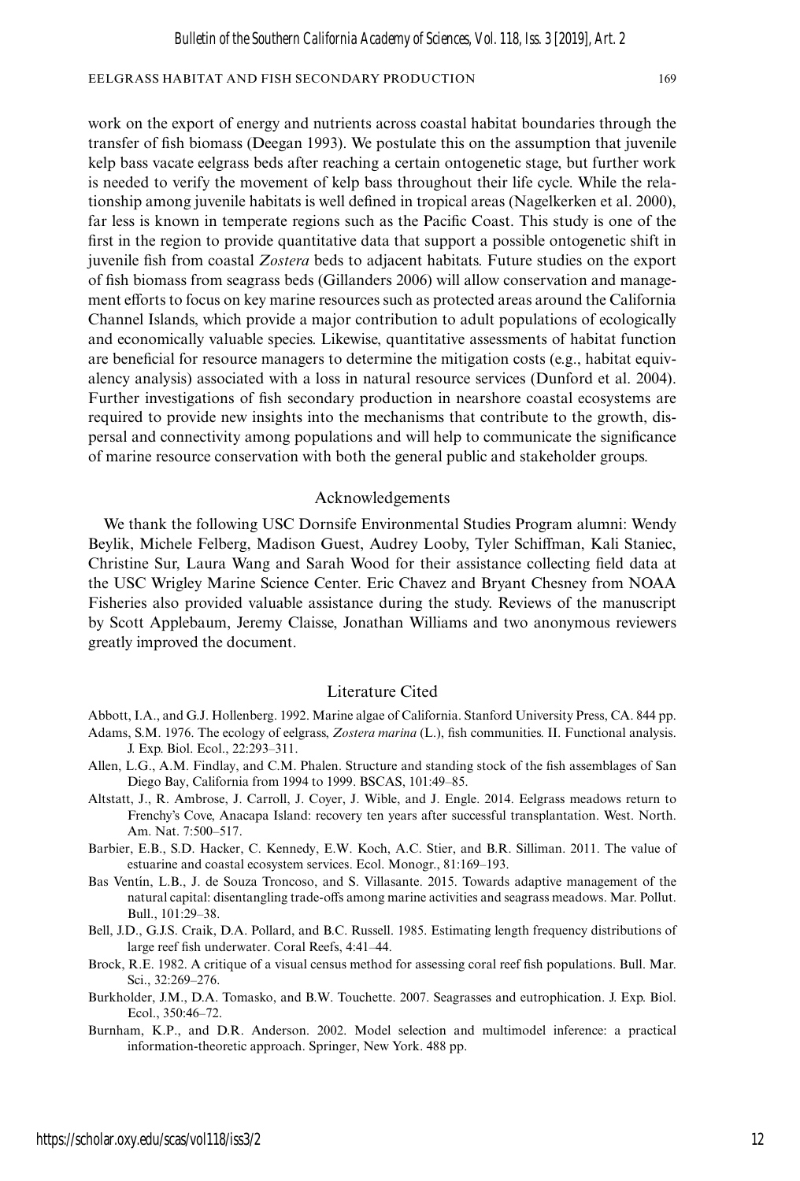work on the export of energy and nutrients across coastal habitat boundaries through the transfer of fish biomass (Deegan 1993). We postulate this on the assumption that juvenile kelp bass vacate eelgrass beds after reaching a certain ontogenetic stage, but further work is needed to verify the movement of kelp bass throughout their life cycle. While the relationship among juvenile habitats is well defined in tropical areas (Nagelkerken et al. 2000), far less is known in temperate regions such as the Pacific Coast. This study is one of the first in the region to provide quantitative data that support a possible ontogenetic shift in juvenile fish from coastal *Zostera* beds to adjacent habitats. Future studies on the export of fish biomass from seagrass beds (Gillanders 2006) will allow conservation and management efforts to focus on key marine resources such as protected areas around the California Channel Islands, which provide a major contribution to adult populations of ecologically and economically valuable species. Likewise, quantitative assessments of habitat function are beneficial for resource managers to determine the mitigation costs (e.g., habitat equivalency analysis) associated with a loss in natural resource services (Dunford et al. 2004). Further investigations of fish secondary production in nearshore coastal ecosystems are required to provide new insights into the mechanisms that contribute to the growth, dispersal and connectivity among populations and will help to communicate the significance of marine resource conservation with both the general public and stakeholder groups.

## Acknowledgements

We thank the following USC Dornsife Environmental Studies Program alumni: Wendy Beylik, Michele Felberg, Madison Guest, Audrey Looby, Tyler Schiffman, Kali Staniec, Christine Sur, Laura Wang and Sarah Wood for their assistance collecting field data at the USC Wrigley Marine Science Center. Eric Chavez and Bryant Chesney from NOAA Fisheries also provided valuable assistance during the study. Reviews of the manuscript by Scott Applebaum, Jeremy Claisse, Jonathan Williams and two anonymous reviewers greatly improved the document.

## Literature Cited

Abbott, I.A., and G.J. Hollenberg. 1992. Marine algae of California. Stanford University Press, CA. 844 pp.

Adams, S.M. 1976. The ecology of eelgrass, *Zostera marina* (L.), fish communities. II. Functional analysis. J. Exp. Biol. Ecol., 22:293–311.

Allen, L.G., A.M. Findlay, and C.M. Phalen. Structure and standing stock of the fish assemblages of San Diego Bay, California from 1994 to 1999. BSCAS, 101:49–85.

Altstatt, J., R. Ambrose, J. Carroll, J. Coyer, J. Wible, and J. Engle. 2014. Eelgrass meadows return to Frenchy's Cove, Anacapa Island: recovery ten years after successful transplantation. West. North. Am. Nat. 7:500–517.

Barbier, E.B., S.D. Hacker, C. Kennedy, E.W. Koch, A.C. Stier, and B.R. Silliman. 2011. The value of estuarine and coastal ecosystem services. Ecol. Monogr., 81:169–193.

Bas Ventín, L.B., J. de Souza Troncoso, and S. Villasante. 2015. Towards adaptive management of the natural capital: disentangling trade-offs among marine activities and seagrass meadows. Mar. Pollut. Bull., 101:29–38.

Bell, J.D., G.J.S. Craik, D.A. Pollard, and B.C. Russell. 1985. Estimating length frequency distributions of large reef fish underwater. Coral Reefs, 4:41–44.

Brock, R.E. 1982. A critique of a visual census method for assessing coral reef fish populations. Bull. Mar. Sci., 32:269–276.

Burkholder, J.M., D.A. Tomasko, and B.W. Touchette. 2007. Seagrasses and eutrophication. J. Exp. Biol. Ecol., 350:46–72.

Burnham, K.P., and D.R. Anderson. 2002. Model selection and multimodel inference: a practical information-theoretic approach. Springer, New York. 488 pp.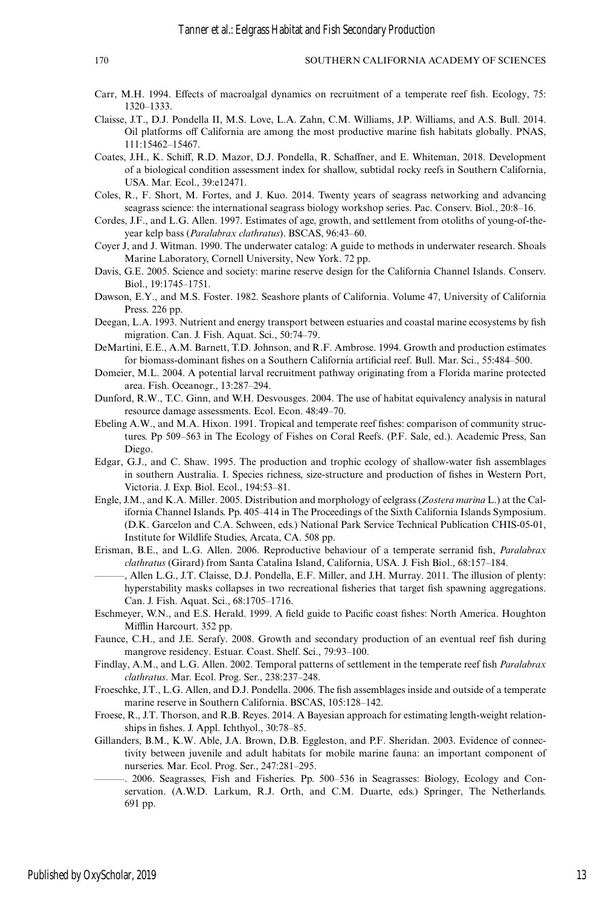Carr, M.H. 1994. Effects of macroalgal dynamics on recruitment of a temperate reef fish. Ecology, 75: 1320–1333.

Claisse, J.T., D.J. Pondella II, M.S. Love, L.A. Zahn, C.M. Williams, J.P. Williams, and A.S. Bull. 2014. Oil platforms off California are among the most productive marine fish habitats globally. PNAS, 111:15462–15467.

Coates, J.H., K. Schiff, R.D. Mazor, D.J. Pondella, R. Schaffner, and E. Whiteman, 2018. Development of a biological condition assessment index for shallow, subtidal rocky reefs in Southern California, USA. Mar. Ecol., 39:e12471.

Coles, R., F. Short, M. Fortes, and J. Kuo. 2014. Twenty years of seagrass networking and advancing seagrass science: the international seagrass biology workshop series. Pac. Conserv. Biol., 20:8–16.

Cordes, J.F., and L.G. Allen. 1997. Estimates of age, growth, and settlement from otoliths of young-of-the-year kelp bass (*Paralabrax clathratus*). BSCAS, 96:43–60.

Coyer J, and J. Witman. 1990. The underwater catalog: A guide to methods in underwater research. Shoals Marine Laboratory, Cornell University, New York. 72 pp.

Davis, G.E. 2005. Science and society: marine reserve design for the California Channel Islands. Conserv. Biol., 19:1745–1751.

Dawson, E.Y., and M.S. Foster. 1982. Seashore plants of California. Volume 47, University of California Press. 226 pp.

Deegan, L.A. 1993. Nutrient and energy transport between estuaries and coastal marine ecosystems by fish migration. Can. J. Fish. Aquat. Sci., 50:74–79.

DeMartini, E.E., A.M. Barnett, T.D. Johnson, and R.F. Ambrose. 1994. Growth and production estimates for biomass-dominant fishes on a Southern California artificial reef. Bull. Mar. Sci., 55:484–500.

Domeier, M.L. 2004. A potential larval recruitment pathway originating from a Florida marine protected area. Fish. Oceanogr., 13:287–294.

Dunford, R.W., T.C. Ginn, and W.H. Desvousges. 2004. The use of habitat equivalency analysis in natural resource damage assessments. Ecol. Econ. 48:49–70.

Ebeling A.W., and M.A. Hixon. 1991. Tropical and temperate reef fishes: comparison of community structures. Pp 509–563 in The Ecology of Fishes on Coral Reefs. (P.F. Sale, ed.). Academic Press, San Diego.

Edgar, G.J., and C. Shaw. 1995. The production and trophic ecology of shallow-water fish assemblages in southern Australia. I. Species richness, size-structure and production of fishes in Western Port, Victoria. J. Exp. Biol. Ecol., 194:53–81.

Engle, J.M., and K.A. Miller. 2005. Distribution and morphology of eelgrass (*Zostera marina* L.) at the California Channel Islands. Pp. 405–414 in The Proceedings of the Sixth California Islands Symposium. (D.K. Garcelon and C.A. Schween, eds.) National Park Service Technical Publication CHIS-05-01, Institute for Wildlife Studies, Arcata, CA. 508 pp.

Erisman, B.E., and L.G. Allen. 2006. Reproductive behaviour of a temperate serranid fish, *Paralabrax clathratus* (Girard) from Santa Catalina Island, California, USA. J. Fish Biol., 68:157–184.

———, Allen L.G., J.T. Claisse, D.J. Pondella, E.F. Miller, and J.H. Murray. 2011. The illusion of plenty: hyperstability masks collapses in two recreational fisheries that target fish spawning aggregations. Can. J. Fish. Aquat. Sci., 68:1705–1716.

Eschmeyer, W.N., and E.S. Herald. 1999. A field guide to Pacific coast fishes: North America. Houghton Mifflin Harcourt. 352 pp.

Faunce, C.H., and J.E. Serafy. 2008. Growth and secondary production of an eventual reef fish during mangrove residency. Estuar. Coast. Shelf. Sci., 79:93–100.

Findlay, A.M., and L.G. Allen. 2002. Temporal patterns of settlement in the temperate reef fish *Paralabrax clathratus*. Mar. Ecol. Prog. Ser., 238:237–248.

Froeschke, J.T., L.G. Allen, and D.J. Pondella. 2006. The fish assemblages inside and outside of a temperate marine reserve in Southern California. BSCAS, 105:128–142.

Froese, R., J.T. Thorson, and R.B. Reyes. 2014. A Bayesian approach for estimating length-weight relationships in fishes. J. Appl. Ichthyol., 30:78–85.

Gillanders, B.M., K.W. Able, J.A. Brown, D.B. Eggleston, and P.F. Sheridan. 2003. Evidence of connectivity between juvenile and adult habitats for mobile marine fauna: an important component of nurseries. Mar. Ecol. Prog. Ser., 247:281–295.

———. 2006. Seagrasses, Fish and Fisheries. Pp. 500–536 in Seagrasses: Biology, Ecology and Conservation. (A.W.D. Larkum, R.J. Orth, and C.M. Duarte, eds.) Springer, The Netherlands. 691 pp.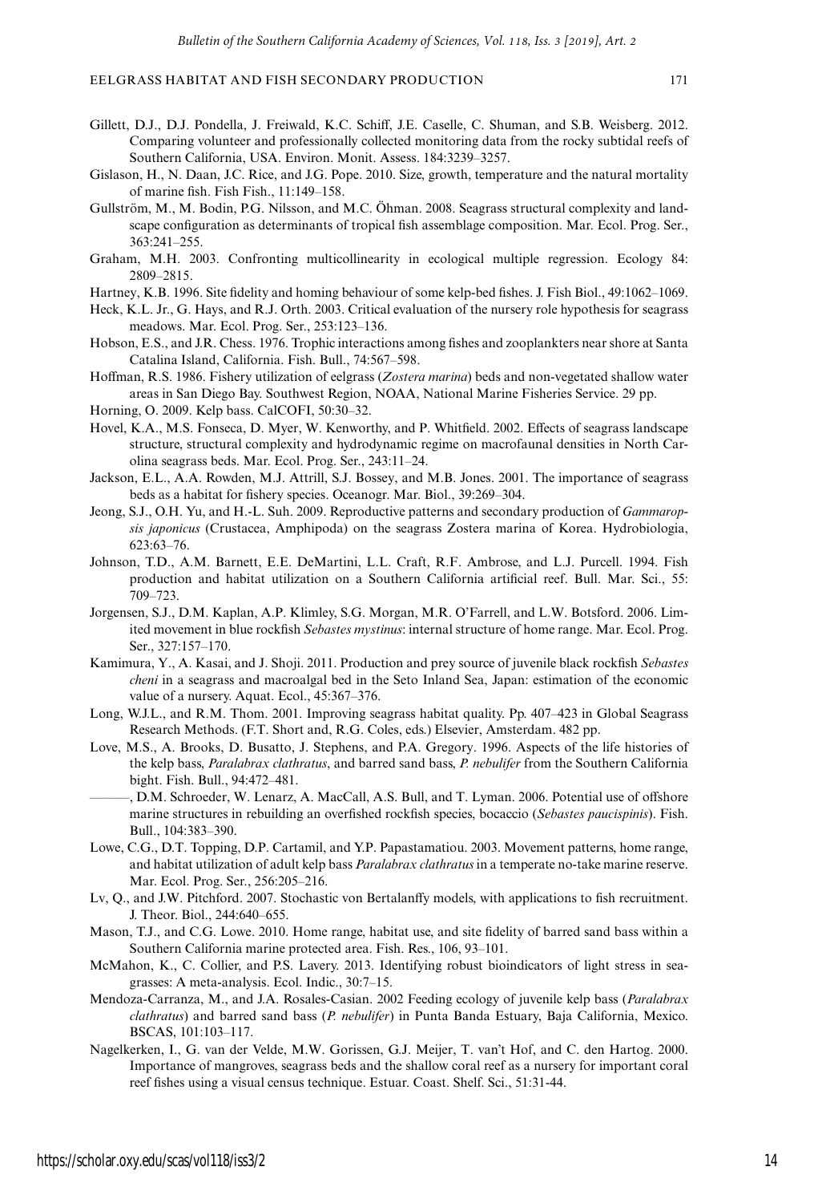Gillett, D.J., D.J. Pondella, J. Freiwald, K.C. Schiff, J.E. Caselle, C. Shuman, and S.B. Weisberg. 2012. Comparing volunteer and professionally collected monitoring data from the rocky subtidal reefs of Southern California, USA. Environ. Monit. Assess. 184:3239–3257.

Gislason, H., N. Daan, J.C. Rice, and J.G. Pope. 2010. Size, growth, temperature and the natural mortality of marine fish. Fish Fish., 11:149–158.

Gullström, M., M. Bodin, P.G. Nilsson, and M.C. Öhman. 2008. Seagrass structural complexity and landscape configuration as determinants of tropical fish assemblage composition. Mar. Ecol. Prog. Ser., 363:241–255.

Graham, M.H. 2003. Confronting multicollinearity in ecological multiple regression. Ecology 84: 2809–2815.

Hartney, K.B. 1996. Site fidelity and homing behaviour of some kelp-bed fishes. J. Fish Biol., 49:1062–1069.

Heck, K.L. Jr., G. Hays, and R.J. Orth. 2003. Critical evaluation of the nursery role hypothesis for seagrass meadows. Mar. Ecol. Prog. Ser., 253:123–136.

Hobson, E.S., and J.R. Chess. 1976. Trophic interactions among fishes and zooplankters near shore at Santa Catalina Island, California. Fish. Bull., 74:567–598.

Hoffman, R.S. 1986. Fishery utilization of eelgrass (*Zostera marina*) beds and non-vegetated shallow water areas in San Diego Bay. Southwest Region, NOAA, National Marine Fisheries Service. 29 pp.

Horning, O. 2009. Kelp bass. CalCOFI, 50:30–32.

Hovel, K.A., M.S. Fonseca, D. Myer, W. Kenworthy, and P. Whitfield. 2002. Effects of seagrass landscape structure, structural complexity and hydrodynamic regime on macrofaunal densities in North Carolina seagrass beds. Mar. Ecol. Prog. Ser., 243:11–24.

Jackson, E.L., A.A. Rowden, M.J. Attrill, S.J. Bossey, and M.B. Jones. 2001. The importance of seagrass beds as a habitat for fishery species. Oceanogr. Mar. Biol., 39:269–304.

Jeong, S.J., O.H. Yu, and H.-L. Suh. 2009. Reproductive patterns and secondary production of *Gammaropsis japonicus* (Crustacea, Amphipoda) on the seagrass Zostera marina of Korea. Hydrobiologia, 623:63–76.

Johnson, T.D., A.M. Barnett, E.E. DeMartini, L.L. Craft, R.F. Ambrose, and L.J. Purcell. 1994. Fish production and habitat utilization on a Southern California artificial reef. Bull. Mar. Sci., 55: 709–723.

Jorgensen, S.J., D.M. Kaplan, A.P. Klimley, S.G. Morgan, M.R. O'Farrell, and L.W. Botsford. 2006. Limited movement in blue rockfish *Sebastes mystinus*: internal structure of home range. Mar. Ecol. Prog. Ser., 327:157–170.

Kamimura, Y., A. Kasai, and J. Shoji. 2011. Production and prey source of juvenile black rockfish *Sebastes cheni* in a seagrass and macroalgal bed in the Seto Inland Sea, Japan: estimation of the economic value of a nursery. Aquat. Ecol., 45:367–376.

Long, W.J.L., and R.M. Thom. 2001. Improving seagrass habitat quality. Pp. 407–423 in Global Seagrass Research Methods. (F.T. Short and, R.G. Coles, eds.) Elsevier, Amsterdam. 482 pp.

Love, M.S., A. Brooks, D. Busatto, J. Stephens, and P.A. Gregory. 1996. Aspects of the life histories of the kelp bass, *Paralabrax clathratus*, and barred sand bass, *P. nebulifer* from the Southern California bight. Fish. Bull., 94:472–481.

———, D.M. Schroeder, W. Lenarz, A. MacCall, A.S. Bull, and T. Lyman. 2006. Potential use of offshore marine structures in rebuilding an overfished rockfish species, bocaccio (*Sebastes paucispinis*). Fish. Bull., 104:383–390.

Lowe, C.G., D.T. Topping, D.P. Cartamil, and Y.P. Papastamatiou. 2003. Movement patterns, home range, and habitat utilization of adult kelp bass *Paralabrax clathratus* in a temperate no-take marine reserve. Mar. Ecol. Prog. Ser., 256:205–216.

Lv, Q., and J.W. Pitchford. 2007. Stochastic von Bertalanffy models, with applications to fish recruitment. J. Theor. Biol., 244:640–655.

Mason, T.J., and C.G. Lowe. 2010. Home range, habitat use, and site fidelity of barred sand bass within a Southern California marine protected area. Fish. Res., 106, 93–101.

McMahon, K., C. Collier, and P.S. Lavery. 2013. Identifying robust bioindicators of light stress in seagrasses: A meta-analysis. Ecol. Indic., 30:7–15.

Mendoza-Carranza, M., and J.A. Rosales-Casian. 2002 Feeding ecology of juvenile kelp bass (*Paralabrax clathratus*) and barred sand bass (*P. nebulifer*) in Punta Banda Estuary, Baja California, Mexico. BSCAS, 101:103–117.

Nagelkerken, I., G. van der Velde, M.W. Gorissen, G.J. Meijer, T. van't Hof, and C. den Hartog. 2000. Importance of mangroves, seagrass beds and the shallow coral reef as a nursery for important coral reef fishes using a visual census technique. Estuar. Coast. Shelf. Sci., 51:31-44.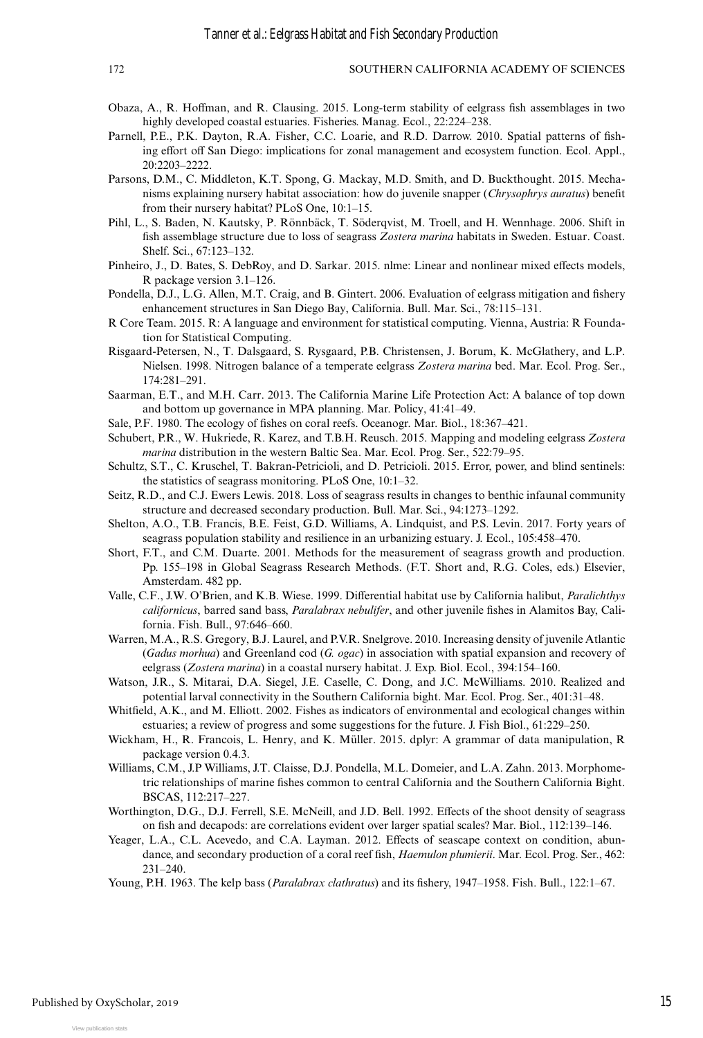Obaza, A., R. Hoffman, and R. Clausing. 2015. Long-term stability of eelgrass fish assemblages in two highly developed coastal estuaries. Fisheries. Manag. Ecol., 22:224–238.

Parnell, P.E., P.K. Dayton, R.A. Fisher, C.C. Loarie, and R.D. Darrow. 2010. Spatial patterns of fishing effort off San Diego: implications for zonal management and ecosystem function. Ecol. Appl., 20:2203–2222.

Parsons, D.M., C. Middleton, K.T. Spong, G. Mackay, M.D. Smith, and D. Buckthought. 2015. Mechanisms explaining nursery habitat association: how do juvenile snapper (*Chrysophrys auratus*) benefit from their nursery habitat? PLoS One, 10:1–15.

Pihl, L., S. Baden, N. Kautsky, P. Rönnbäck, T. Söderqvist, M. Troell, and H. Wennhage. 2006. Shift in fish assemblage structure due to loss of seagrass *Zostera marina* habitats in Sweden. Estuar. Coast. Shelf. Sci., 67:123–132.

Pinheiro, J., D. Bates, S. DebRoy, and D. Sarkar. 2015. nlme: Linear and nonlinear mixed effects models, R package version 3.1–126.

Pondella, D.J., L.G. Allen, M.T. Craig, and B. Gintert. 2006. Evaluation of eelgrass mitigation and fishery enhancement structures in San Diego Bay, California. Bull. Mar. Sci., 78:115–131.

R Core Team. 2015. R: A language and environment for statistical computing. Vienna, Austria: R Foundation for Statistical Computing.

Risgaard-Petersen, N., T. Dalsgaard, S. Rysgaard, P.B. Christensen, J. Borum, K. McGlathery, and L.P. Nielsen. 1998. Nitrogen balance of a temperate eelgrass *Zostera marina* bed. Mar. Ecol. Prog. Ser., 174:281–291.

Saarman, E.T., and M.H. Carr. 2013. The California Marine Life Protection Act: A balance of top down and bottom up governance in MPA planning. Mar. Policy, 41:41–49.

Sale, P.F. 1980. The ecology of fishes on coral reefs. Oceanogr. Mar. Biol., 18:367–421.

Schubert, P.R., W. Hukriede, R. Karez, and T.B.H. Reusch. 2015. Mapping and modeling eelgrass *Zostera marina* distribution in the western Baltic Sea. Mar. Ecol. Prog. Ser., 522:79–95.

Schultz, S.T., C. Kruschel, T. Bakran-Petricioli, and D. Petricioli. 2015. Error, power, and blind sentinels: the statistics of seagrass monitoring. PLoS One, 10:1–32.

Seitz, R.D., and C.J. Ewers Lewis. 2018. Loss of seagrass results in changes to benthic infaunal community structure and decreased secondary production. Bull. Mar. Sci., 94:1273–1292.

Shelton, A.O., T.B. Francis, B.E. Feist, G.D. Williams, A. Lindquist, and P.S. Levin. 2017. Forty years of seagrass population stability and resilience in an urbanizing estuary. J. Ecol., 105:458–470.

Short, F.T., and C.M. Duarte. 2001. Methods for the measurement of seagrass growth and production. Pp. 155–198 in Global Seagrass Research Methods. (F.T. Short and, R.G. Coles, eds.) Elsevier, Amsterdam. 482 pp.

Valle, C.F., J.W. O'Brien, and K.B. Wiese. 1999. Differential habitat use by California halibut, *Paralichthys californicus*, barred sand bass, *Paralabrax nebulifer*, and other juvenile fishes in Alamitos Bay, California. Fish. Bull., 97:646–660.

Warren, M.A., R.S. Gregory, B.J. Laurel, and P.V.R. Snelgrove. 2010. Increasing density of juvenile Atlantic (*Gadus morhua*) and Greenland cod (*G. ogac*) in association with spatial expansion and recovery of eelgrass (*Zostera marina*) in a coastal nursery habitat. J. Exp. Biol. Ecol., 394:154–160.

Watson, J.R., S. Mitarai, D.A. Siegel, J.E. Caselle, C. Dong, and J.C. McWilliams. 2010. Realized and potential larval connectivity in the Southern California bight. Mar. Ecol. Prog. Ser., 401:31–48.

Whitfield, A.K., and M. Elliott. 2002. Fishes as indicators of environmental and ecological changes within estuaries; a review of progress and some suggestions for the future. J. Fish Biol., 61:229–250.

Wickham, H., R. Francois, L. Henry, and K. Müller. 2015. dplyr: A grammar of data manipulation, R package version 0.4.3.

Williams, C.M., J.P Williams, J.T. Claisse, D.J. Pondella, M.L. Domeier, and L.A. Zahn. 2013. Morphometric relationships of marine fishes common to central California and the Southern California Bight. BSCAS, 112:217–227.

Worthington, D.G., D.J. Ferrell, S.E. McNeill, and J.D. Bell. 1992. Effects of the shoot density of seagrass on fish and decapods: are correlations evident over larger spatial scales? Mar. Biol., 112:139–146.

Yeager, L.A., C.L. Acevedo, and C.A. Layman. 2012. Effects of seascape context on condition, abundance, and secondary production of a coral reef fish, *Haemulon plumierii*. Mar. Ecol. Prog. Ser., 462: 231–240.

Young, P.H. 1963. The kelp bass (*Paralabrax clathratus*) and its fishery, 1947–1958. Fish. Bull., 122:1–67.